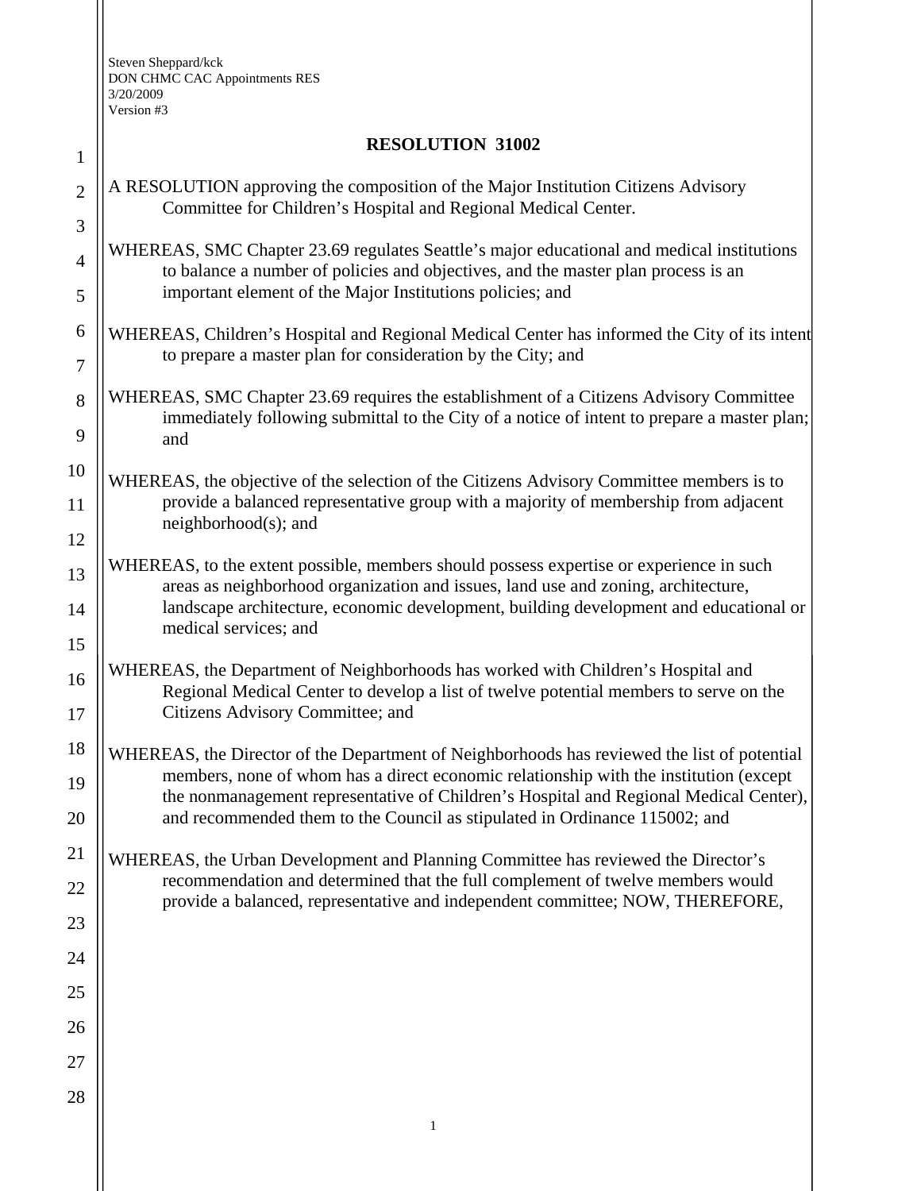Steven Sheppard/kck
DON CHMC CAC Appointments RES
3/20/2009
Version #3

# RESOLUTION 31002

A RESOLUTION approving the composition of the Major Institution Citizens Advisory Committee for Children's Hospital and Regional Medical Center.

WHEREAS, SMC Chapter 23.69 regulates Seattle's major educational and medical institutions to balance a number of policies and objectives, and the master plan process is an important element of the Major Institutions policies; and

WHEREAS, Children's Hospital and Regional Medical Center has informed the City of its intent to prepare a master plan for consideration by the City; and

WHEREAS, SMC Chapter 23.69 requires the establishment of a Citizens Advisory Committee immediately following submittal to the City of a notice of intent to prepare a master plan; and

WHEREAS, the objective of the selection of the Citizens Advisory Committee members is to provide a balanced representative group with a majority of membership from adjacent neighborhood(s); and

WHEREAS, to the extent possible, members should possess expertise or experience in such areas as neighborhood organization and issues, land use and zoning, architecture, landscape architecture, economic development, building development and educational or medical services; and

WHEREAS, the Department of Neighborhoods has worked with Children's Hospital and Regional Medical Center to develop a list of twelve potential members to serve on the Citizens Advisory Committee; and

WHEREAS, the Director of the Department of Neighborhoods has reviewed the list of potential members, none of whom has a direct economic relationship with the institution (except the nonmanagement representative of Children's Hospital and Regional Medical Center), and recommended them to the Council as stipulated in Ordinance 115002; and

WHEREAS, the Urban Development and Planning Committee has reviewed the Director's recommendation and determined that the full complement of twelve members would provide a balanced, representative and independent committee; NOW, THEREFORE,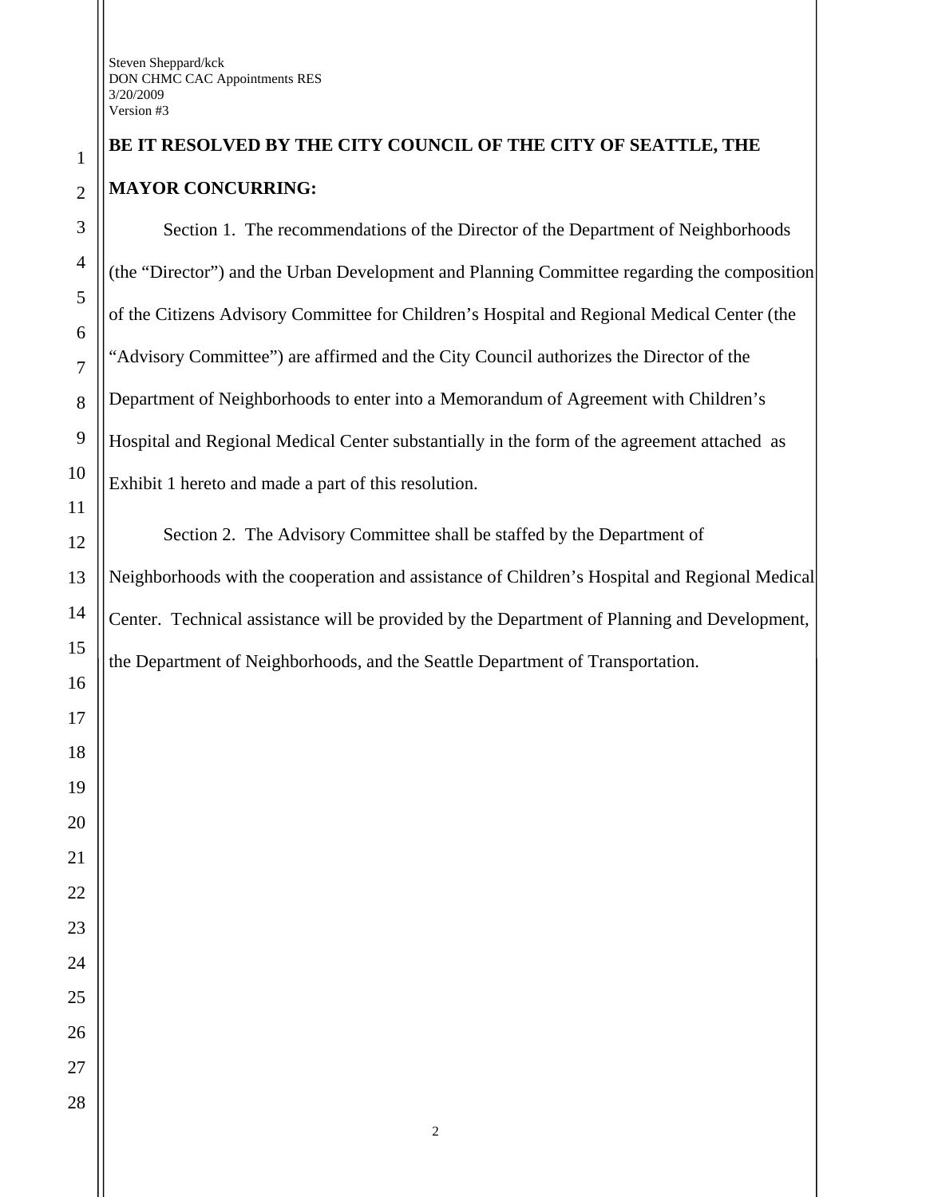**BE IT RESOLVED BY THE CITY COUNCIL OF THE CITY OF SEATTLE, THE MAYOR CONCURRING:**

Section 1. The recommendations of the Director of the Department of Neighborhoods (the "Director") and the Urban Development and Planning Committee regarding the composition of the Citizens Advisory Committee for Children's Hospital and Regional Medical Center (the "Advisory Committee") are affirmed and the City Council authorizes the Director of the Department of Neighborhoods to enter into a Memorandum of Agreement with Children's Hospital and Regional Medical Center substantially in the form of the agreement attached as Exhibit 1 hereto and made a part of this resolution.

Section 2. The Advisory Committee shall be staffed by the Department of Neighborhoods with the cooperation and assistance of Children's Hospital and Regional Medical Center. Technical assistance will be provided by the Department of Planning and Development, the Department of Neighborhoods, and the Seattle Department of Transportation.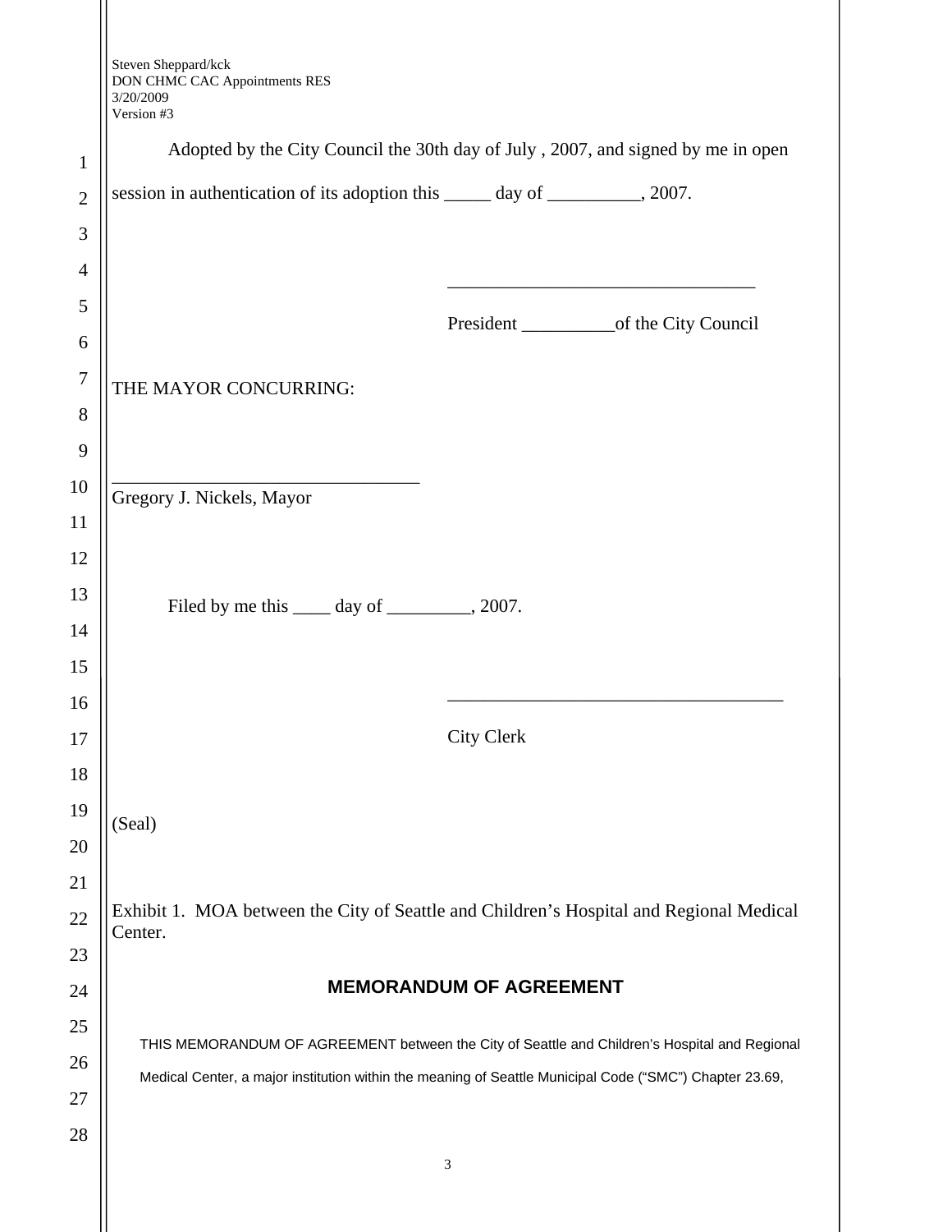Steven Sheppard/kck
DON CHMC CAC Appointments RES
3/20/2009
Version #3

Adopted by the City Council the 30th day of July , 2007, and signed by me in open session in authentication of its adoption this _____ day of __________, 2007.

_________________________________

President __________of the City Council

THE MAYOR CONCURRING:

_________________________________
Gregory J. Nickels, Mayor

Filed by me this ____ day of _________, 2007.

____________________________________

City Clerk

(Seal)

Exhibit 1. MOA between the City of Seattle and Children's Hospital and Regional Medical Center.

## MEMORANDUM OF AGREEMENT

THIS MEMORANDUM OF AGREEMENT between the City of Seattle and Children's Hospital and Regional Medical Center, a major institution within the meaning of Seattle Municipal Code ("SMC") Chapter 23.69,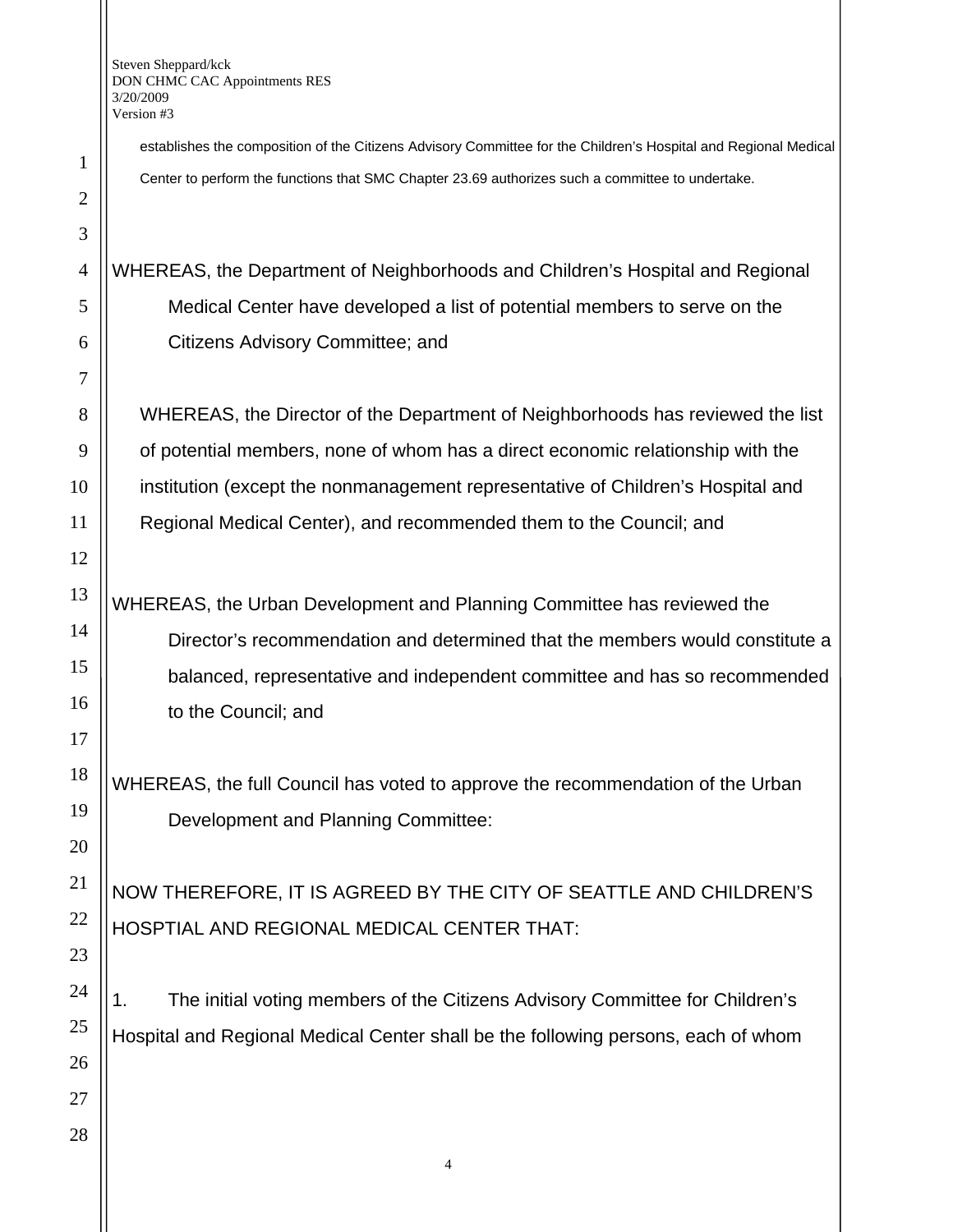establishes the composition of the Citizens Advisory Committee for the Children's Hospital and Regional Medical Center to perform the functions that SMC Chapter 23.69 authorizes such a committee to undertake.

WHEREAS, the Department of Neighborhoods and Children's Hospital and Regional Medical Center have developed a list of potential members to serve on the Citizens Advisory Committee; and

WHEREAS, the Director of the Department of Neighborhoods has reviewed the list of potential members, none of whom has a direct economic relationship with the institution (except the nonmanagement representative of Children's Hospital and Regional Medical Center), and recommended them to the Council; and

WHEREAS, the Urban Development and Planning Committee has reviewed the Director's recommendation and determined that the members would constitute a balanced, representative and independent committee and has so recommended to the Council; and

WHEREAS, the full Council has voted to approve the recommendation of the Urban Development and Planning Committee:

NOW THEREFORE, IT IS AGREED BY THE CITY OF SEATTLE AND CHILDREN'S HOSPTIAL AND REGIONAL MEDICAL CENTER THAT:

1. The initial voting members of the Citizens Advisory Committee for Children's Hospital and Regional Medical Center shall be the following persons, each of whom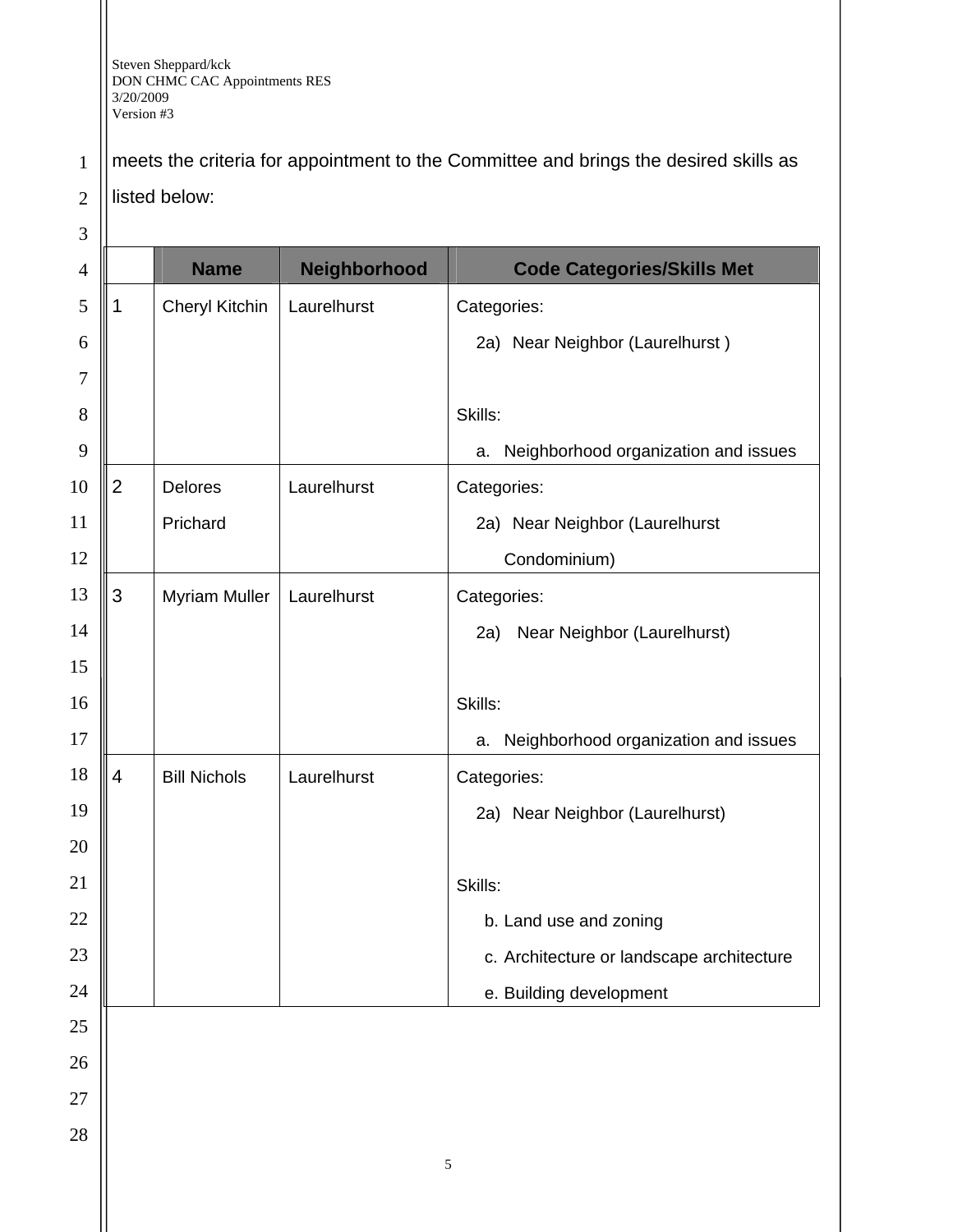meets the criteria for appointment to the Committee and brings the desired skills as listed below:

| | Name | Neighborhood | Code Categories/Skills Met |
|---|---|---|---|
| 1 | Cheryl Kitchin | Laurelhurst | Categories:<br>2a) Near Neighbor (Laurelhurst )<br><br>Skills:<br>a. Neighborhood organization and issues |
| 2 | Delores Prichard | Laurelhurst | Categories:<br>2a) Near Neighbor (Laurelhurst Condominium) |
| 3 | Myriam Muller | Laurelhurst | Categories:<br>2a) Near Neighbor (Laurelhurst)<br><br>Skills:<br>a. Neighborhood organization and issues |
| 4 | Bill Nichols | Laurelhurst | Categories:<br>2a) Near Neighbor (Laurelhurst)<br><br>Skills:<br>b. Land use and zoning<br>c. Architecture or landscape architecture<br>e. Building development |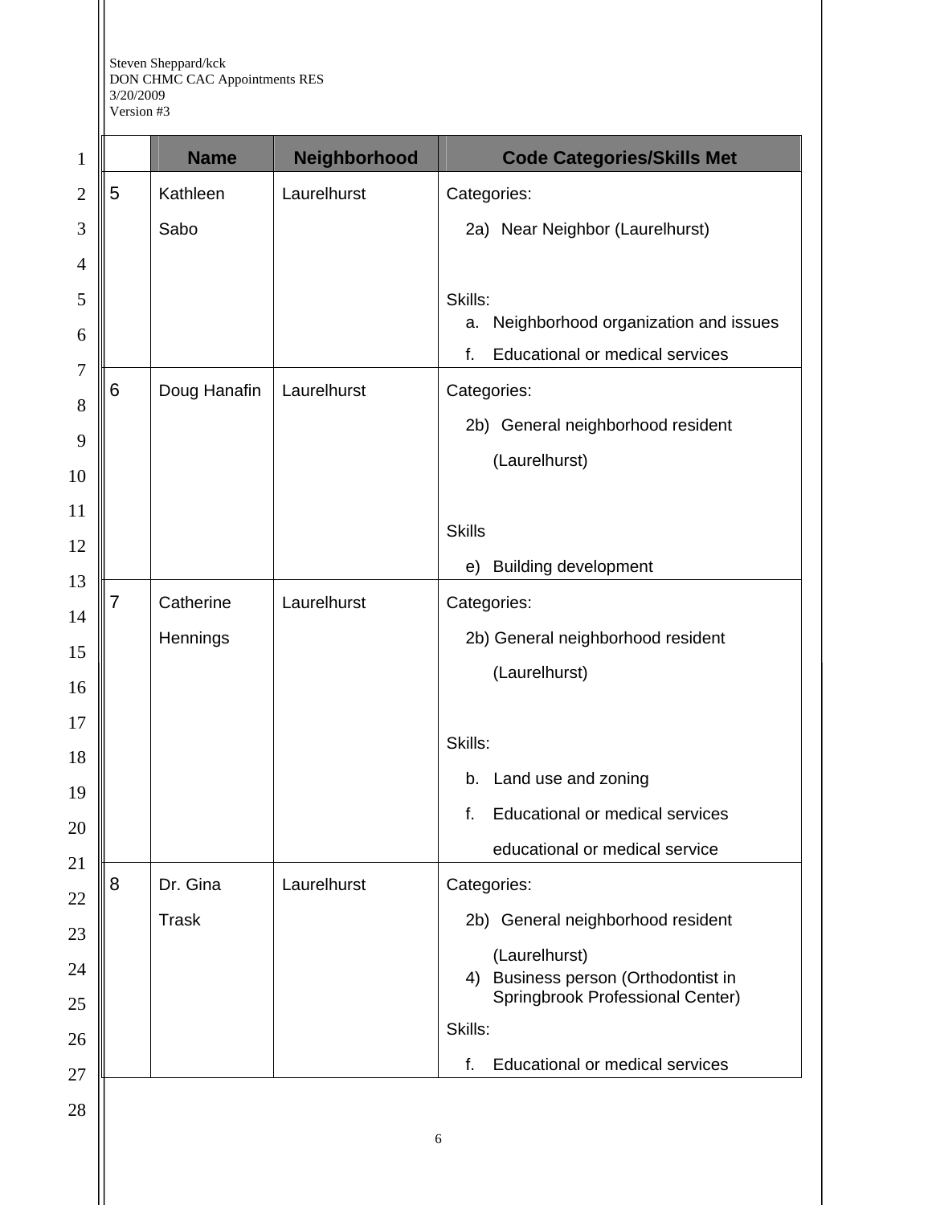Steven Sheppard/kck
DON CHMC CAC Appointments RES
3/20/2009
Version #3

| | Name | Neighborhood | Code Categories/Skills Met |
|---|---|---|---|
| 5 | Kathleen Sabo | Laurelhurst | Categories:<br>2a) Near Neighbor (Laurelhurst)<br><br>Skills:<br>a. Neighborhood organization and issues<br>f. Educational or medical services |
| 6 | Doug Hanafin | Laurelhurst | Categories:<br>2b) General neighborhood resident (Laurelhurst)<br><br>Skills<br>e) Building development |
| 7 | Catherine Hennings | Laurelhurst | Categories:<br>2b) General neighborhood resident (Laurelhurst)<br><br>Skills:<br>b. Land use and zoning<br>f. Educational or medical services educational or medical service |
| 8 | Dr. Gina Trask | Laurelhurst | Categories:<br>2b) General neighborhood resident (Laurelhurst)<br>4) Business person (Orthodontist in Springbrook Professional Center)<br>Skills:<br>f. Educational or medical services |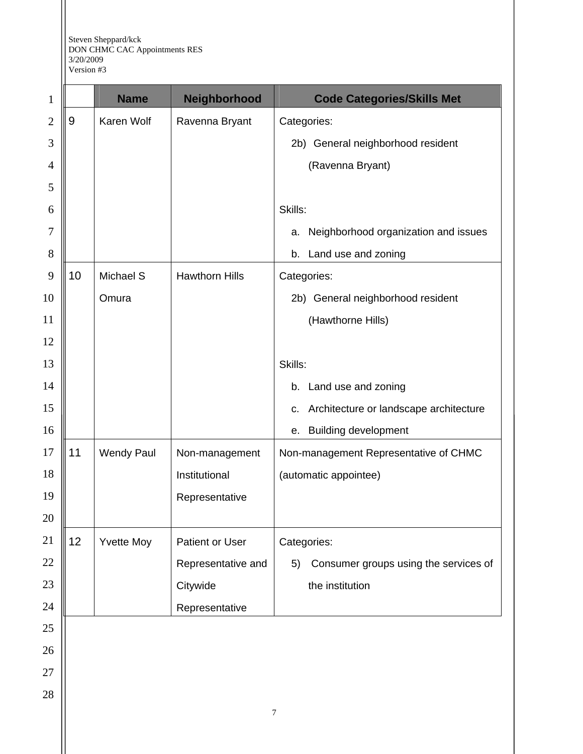| | Name | Neighborhood | Code Categories/Skills Met |
|---|---|---|---|
| 9 | Karen Wolf | Ravenna Bryant | Categories:<br>2b) General neighborhood resident (Ravenna Bryant)<br><br>Skills:<br>a. Neighborhood organization and issues<br>b. Land use and zoning |
| 10 | Michael S Omura | Hawthorn Hills | Categories:<br>2b) General neighborhood resident (Hawthorne Hills)<br><br>Skills:<br>b. Land use and zoning<br>c. Architecture or landscape architecture<br>e. Building development |
| 11 | Wendy Paul | Non-management Institutional Representative | Non-management Representative of CHMC (automatic appointee) |
| 12 | Yvette Moy | Patient or User Representative and Citywide Representative | Categories:<br>5) Consumer groups using the services of the institution |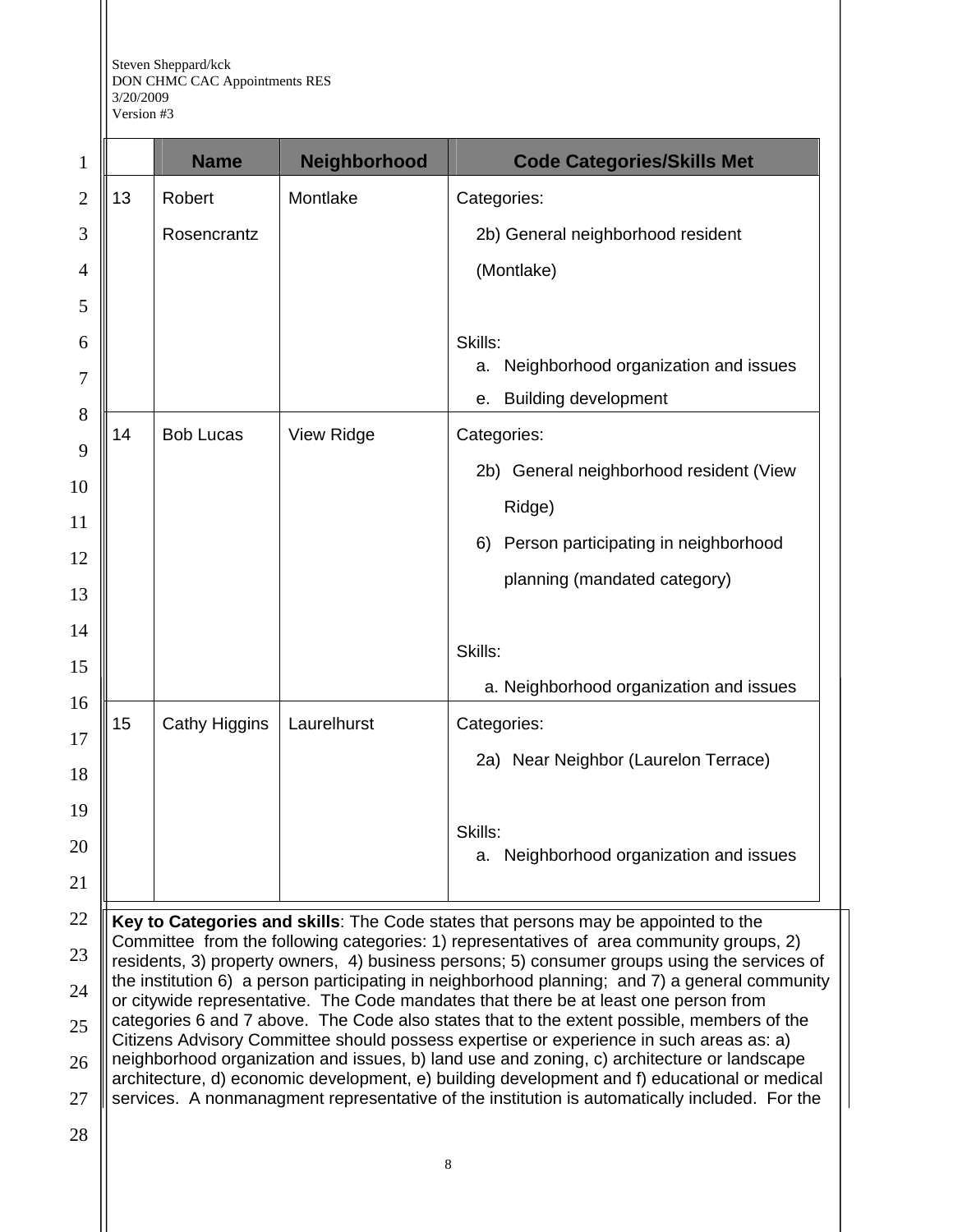Steven Sheppard/kck
DON CHMC CAC Appointments RES
3/20/2009
Version #3

| | Name | Neighborhood | Code Categories/Skills Met |
|---|---|---|---|
| 13 | Robert Rosencrantz | Montlake | Categories:<br>2b) General neighborhood resident (Montlake)<br><br>Skills:<br>a. Neighborhood organization and issues<br>e. Building development |
| 14 | Bob Lucas | View Ridge | Categories:<br>2b) General neighborhood resident (View Ridge)<br>6) Person participating in neighborhood planning (mandated category)<br><br>Skills:<br>a. Neighborhood organization and issues |
| 15 | Cathy Higgins | Laurelhurst | Categories:<br>2a) Near Neighbor (Laurelon Terrace)<br><br>Skills:<br>a. Neighborhood organization and issues |

**Key to Categories and skills**: The Code states that persons may be appointed to the Committee from the following categories: 1) representatives of area community groups, 2) residents, 3) property owners, 4) business persons; 5) consumer groups using the services of the institution 6) a person participating in neighborhood planning; and 7) a general community or citywide representative. The Code mandates that there be at least one person from categories 6 and 7 above. The Code also states that to the extent possible, members of the Citizens Advisory Committee should possess expertise or experience in such areas as: a) neighborhood organization and issues, b) land use and zoning, c) architecture or landscape architecture, d) economic development, e) building development and f) educational or medical services. A nonmanagment representative of the institution is automatically included. For the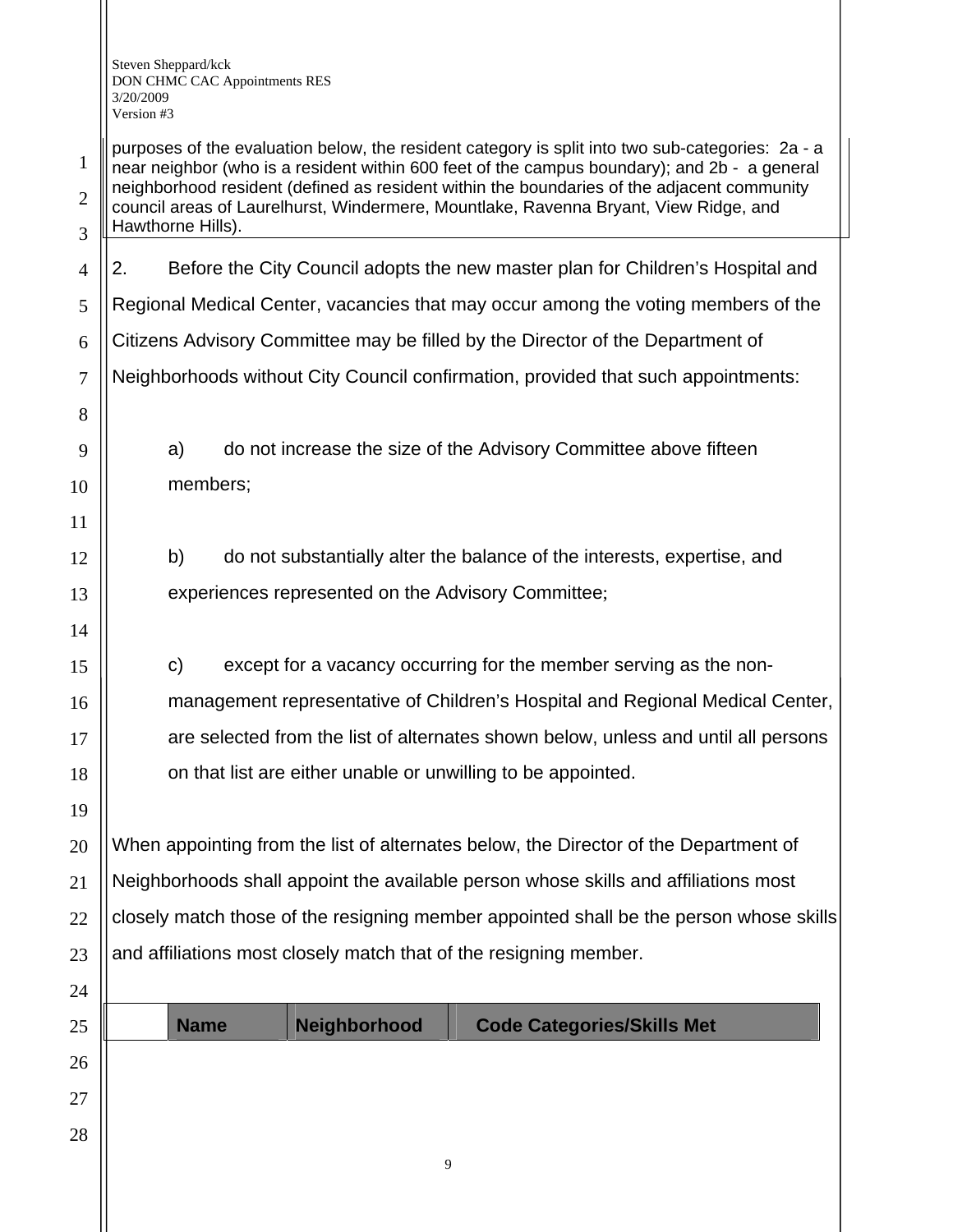purposes of the evaluation below, the resident category is split into two sub-categories: 2a - a near neighbor (who is a resident within 600 feet of the campus boundary); and 2b - a general neighborhood resident (defined as resident within the boundaries of the adjacent community council areas of Laurelhurst, Windermere, Mountlake, Ravenna Bryant, View Ridge, and Hawthorne Hills).

2. Before the City Council adopts the new master plan for Children's Hospital and Regional Medical Center, vacancies that may occur among the voting members of the Citizens Advisory Committee may be filled by the Director of the Department of Neighborhoods without City Council confirmation, provided that such appointments:

a) do not increase the size of the Advisory Committee above fifteen members;

b) do not substantially alter the balance of the interests, expertise, and experiences represented on the Advisory Committee;

c) except for a vacancy occurring for the member serving as the non-management representative of Children's Hospital and Regional Medical Center, are selected from the list of alternates shown below, unless and until all persons on that list are either unable or unwilling to be appointed.

When appointing from the list of alternates below, the Director of the Department of Neighborhoods shall appoint the available person whose skills and affiliations most closely match those of the resigning member appointed shall be the person whose skills and affiliations most closely match that of the resigning member.

| | Name | Neighborhood | Code Categories/Skills Met |
|---|---|---|---|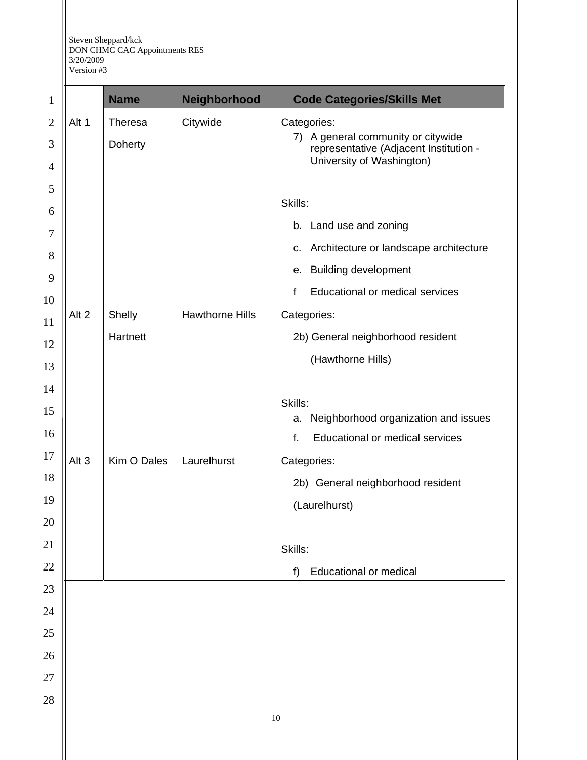Steven Sheppard/kck
DON CHMC CAC Appointments RES
3/20/2009
Version #3

| | Name | Neighborhood | Code Categories/Skills Met |
|---|---|---|---|
| Alt 1 | Theresa Doherty | Citywide | Categories:<br>7) A general community or citywide representative (Adjacent Institution - University of Washington)<br><br>Skills:<br>b. Land use and zoning<br>c. Architecture or landscape architecture<br>e. Building development<br>f Educational or medical services |
| Alt 2 | Shelly Hartnett | Hawthorne Hills | Categories:<br>2b) General neighborhood resident (Hawthorne Hills)<br><br>Skills:<br>a. Neighborhood organization and issues<br>f. Educational or medical services |
| Alt 3 | Kim O Dales | Laurelhurst | Categories:<br>2b) General neighborhood resident (Laurelhurst)<br><br>Skills:<br>f) Educational or medical |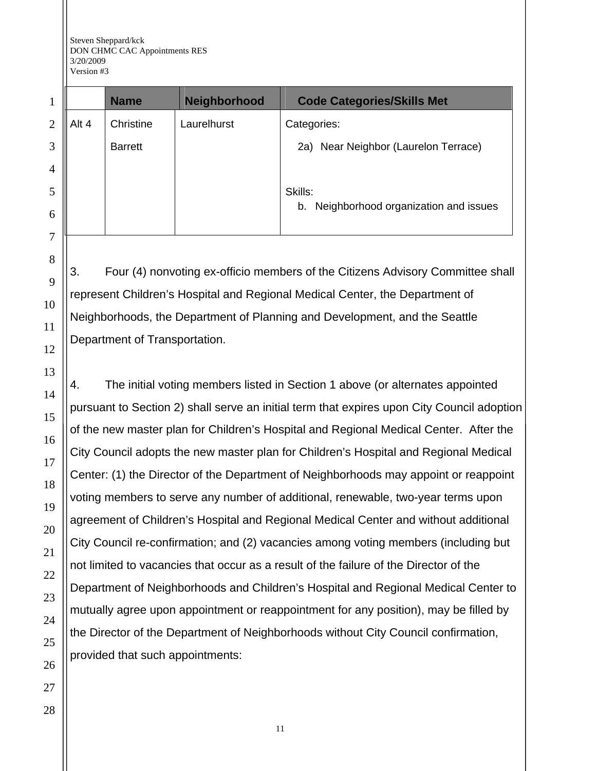| | Name | Neighborhood | Code Categories/Skills Met |
|---|---|---|---|
| Alt 4 | Christine Barrett | Laurelhurst | Categories:<br>2a) Near Neighbor (Laurelon Terrace)<br><br>Skills:<br>b. Neighborhood organization and issues |

3. Four (4) nonvoting ex-officio members of the Citizens Advisory Committee shall represent Children's Hospital and Regional Medical Center, the Department of Neighborhoods, the Department of Planning and Development, and the Seattle Department of Transportation.

4. The initial voting members listed in Section 1 above (or alternates appointed pursuant to Section 2) shall serve an initial term that expires upon City Council adoption of the new master plan for Children's Hospital and Regional Medical Center. After the City Council adopts the new master plan for Children's Hospital and Regional Medical Center: (1) the Director of the Department of Neighborhoods may appoint or reappoint voting members to serve any number of additional, renewable, two-year terms upon agreement of Children's Hospital and Regional Medical Center and without additional City Council re-confirmation; and (2) vacancies among voting members (including but not limited to vacancies that occur as a result of the failure of the Director of the Department of Neighborhoods and Children's Hospital and Regional Medical Center to mutually agree upon appointment or reappointment for any position), may be filled by the Director of the Department of Neighborhoods without City Council confirmation, provided that such appointments: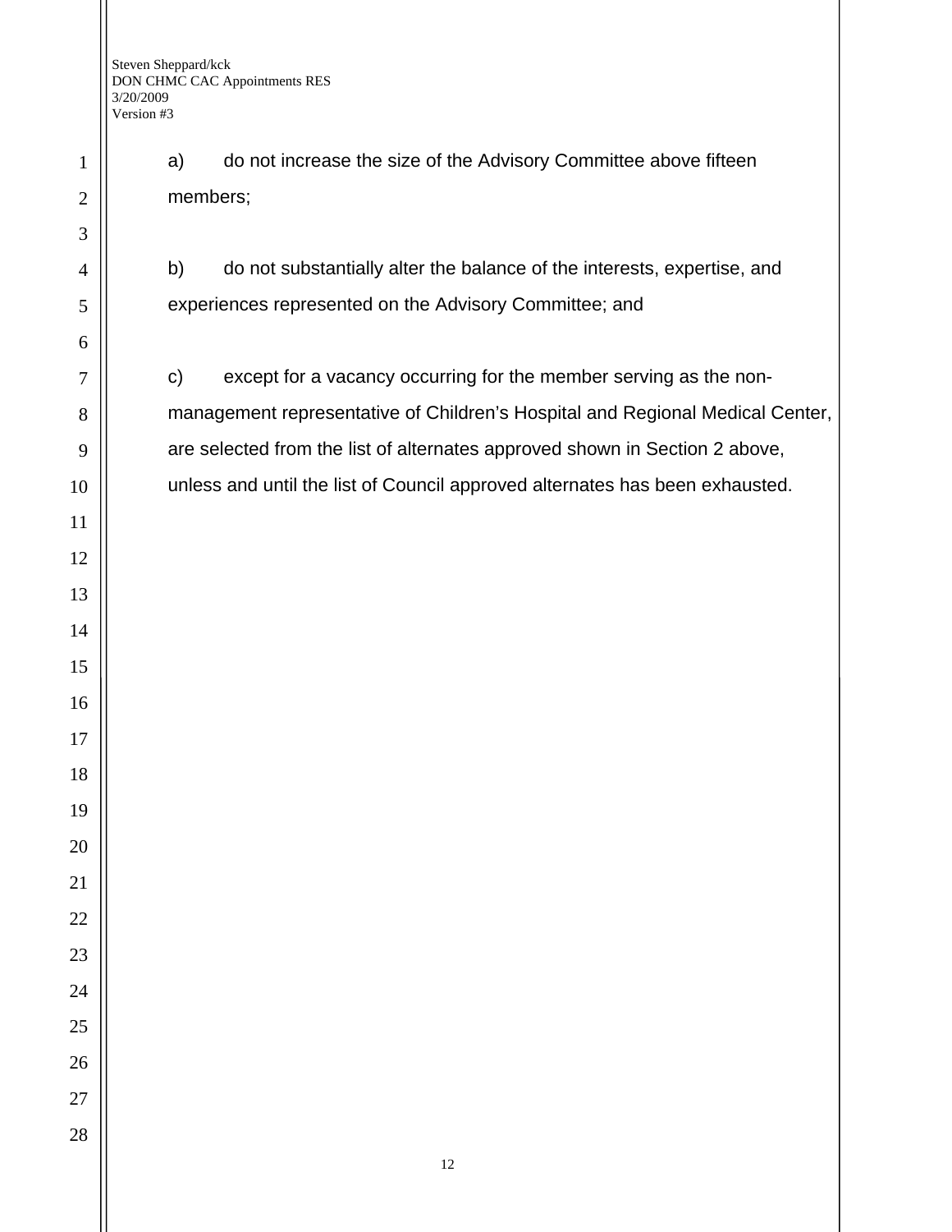a) do not increase the size of the Advisory Committee above fifteen members;

b) do not substantially alter the balance of the interests, expertise, and experiences represented on the Advisory Committee; and

c) except for a vacancy occurring for the member serving as the non-management representative of Children's Hospital and Regional Medical Center, are selected from the list of alternates approved shown in Section 2 above, unless and until the list of Council approved alternates has been exhausted.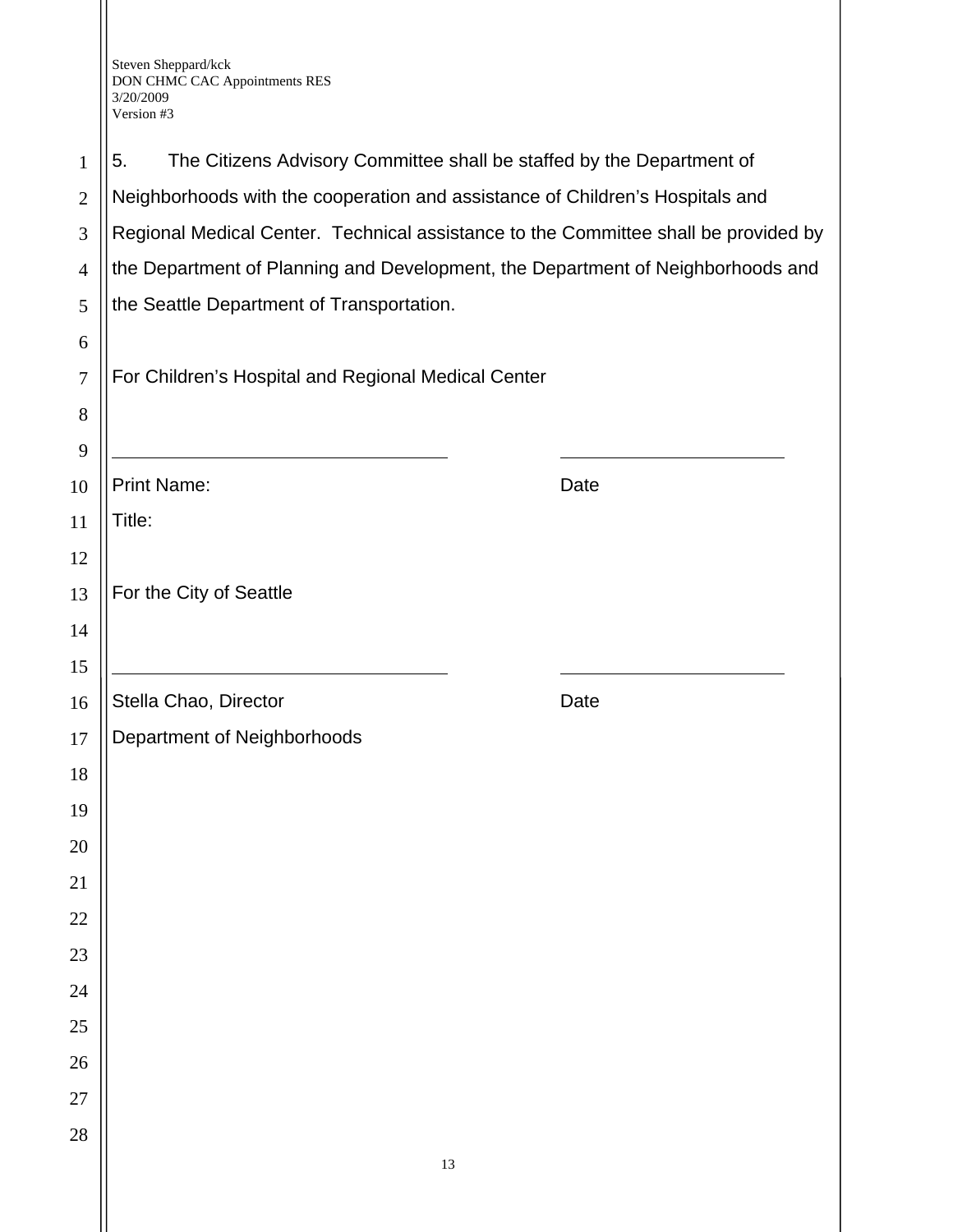5. The Citizens Advisory Committee shall be staffed by the Department of Neighborhoods with the cooperation and assistance of Children's Hospitals and Regional Medical Center. Technical assistance to the Committee shall be provided by the Department of Planning and Development, the Department of Neighborhoods and the Seattle Department of Transportation.

For Children's Hospital and Regional Medical Center

_________________________________ _______________________

Print Name: Date

Title:

For the City of Seattle

_________________________________ _______________________

Stella Chao, Director Date

Department of Neighborhoods